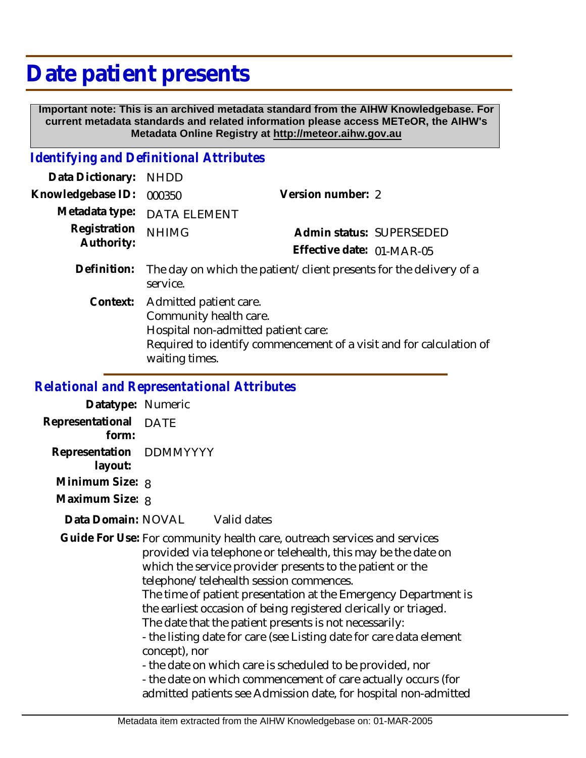# Date patient presents

**Important note: This is an archived metadata standard from the AIHW Knowledgebase. For current metadata standards and related information please access METeOR, the AIHW's Metadata Online Registry at http://meteor.aihw.gov.au**

## *Identifying and Definitional Attributes*

**Data Dictionary:** NHDD

**Knowledgebase ID:** 000350

**Version number:** 2

**Metadata type:** DATA ELEMENT

**Registration Authority:** NHIMG

**Admin status:** SUPERSEDED

**Effective date:** 01-MAR-05

**Definition:** The day on which the patient/client presents for the delivery of a service.

**Context:** Admitted patient care.
Community health care.
Hospital non-admitted patient care:
Required to identify commencement of a visit and for calculation of waiting times.

## *Relational and Representational Attributes*

**Datatype:** Numeric

**Representational form:** DATE

**Representation layout:** DDMMYYYY

**Minimum Size:** 8

**Maximum Size:** 8

**Data Domain:** NOVAL Valid dates

**Guide For Use:** For community health care, outreach services and services provided via telephone or telehealth, this may be the date on which the service provider presents to the patient or the telephone/telehealth session commences.
The time of patient presentation at the Emergency Department is the earliest occasion of being registered clerically or triaged.
The date that the patient presents is not necessarily:
- the listing date for care (see Listing date for care data element concept), nor
- the date on which care is scheduled to be provided, nor
- the date on which commencement of care actually occurs (for admitted patients see Admission date, for hospital non-admitted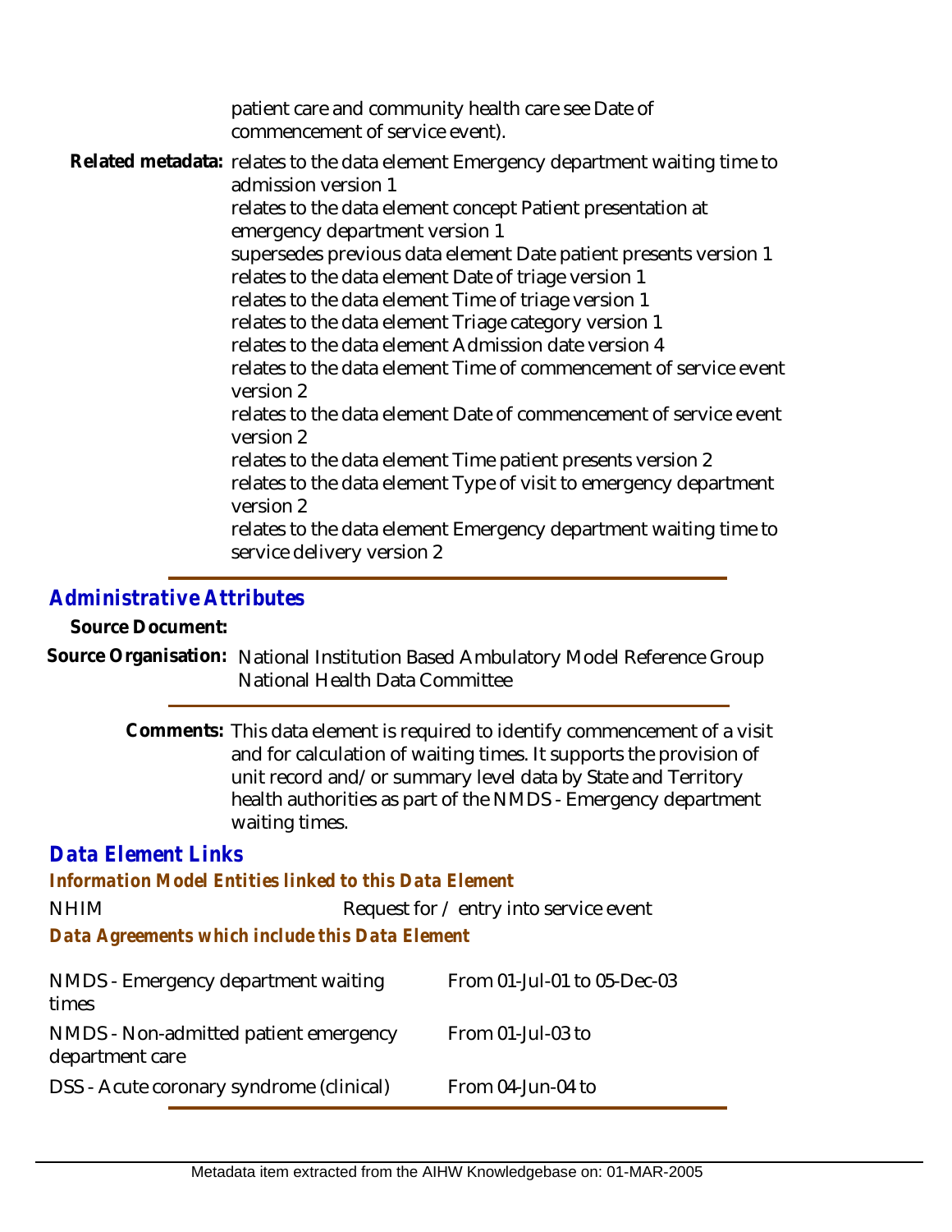patient care and community health care see Date of commencement of service event).

**Related metadata:** relates to the data element Emergency department waiting time to admission version 1
relates to the data element concept Patient presentation at emergency department version 1
supersedes previous data element Date patient presents version 1
relates to the data element Date of triage version 1
relates to the data element Time of triage version 1
relates to the data element Triage category version 1
relates to the data element Admission date version 4
relates to the data element Time of commencement of service event version 2
relates to the data element Date of commencement of service event version 2
relates to the data element Time patient presents version 2
relates to the data element Type of visit to emergency department version 2
relates to the data element Emergency department waiting time to service delivery version 2

## Administrative Attributes

**Source Document:**

**Source Organisation:** National Institution Based Ambulatory Model Reference Group
National Health Data Committee

**Comments:** This data element is required to identify commencement of a visit and for calculation of waiting times. It supports the provision of unit record and/or summary level data by State and Territory health authorities as part of the NMDS - Emergency department waiting times.

## Data Element Links

### Information Model Entities linked to this Data Element

| | |
|---|---|
| NHIM | Request for / entry into service event |

### Data Agreements which include this Data Element

| | |
|---|---|
| NMDS - Emergency department waiting times | From 01-Jul-01 to 05-Dec-03 |
| NMDS - Non-admitted patient emergency department care | From 01-Jul-03 to |
| DSS - Acute coronary syndrome (clinical) | From 04-Jun-04 to |

Metadata item extracted from the AIHW Knowledgebase on: 01-MAR-2005